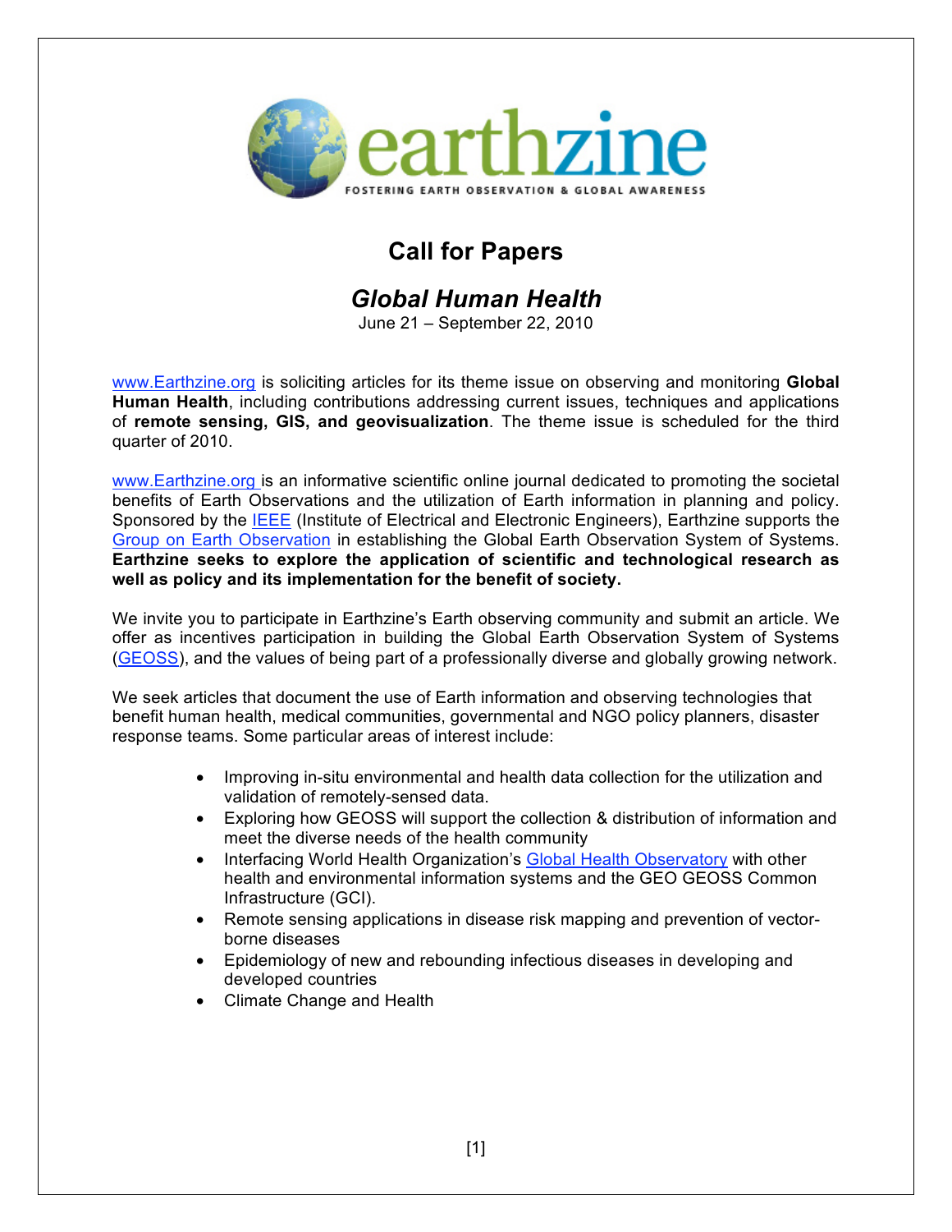# earthzine

FOSTERING EARTH OBSERVATION & GLOBAL AWARENESS

## Call for Papers

## *Global Human Health*

June 21 – September 22, 2010

www.Earthzine.org is soliciting articles for its theme issue on observing and monitoring **Global Human Health**, including contributions addressing current issues, techniques and applications of **remote sensing, GIS, and geovisualization**. The theme issue is scheduled for the third quarter of 2010.

www.Earthzine.org is an informative scientific online journal dedicated to promoting the societal benefits of Earth Observations and the utilization of Earth information in planning and policy. Sponsored by the IEEE (Institute of Electrical and Electronic Engineers), Earthzine supports the Group on Earth Observation in establishing the Global Earth Observation System of Systems. **Earthzine seeks to explore the application of scientific and technological research as well as policy and its implementation for the benefit of society.**

We invite you to participate in Earthzine's Earth observing community and submit an article. We offer as incentives participation in building the Global Earth Observation System of Systems (GEOSS), and the values of being part of a professionally diverse and globally growing network.

We seek articles that document the use of Earth information and observing technologies that benefit human health, medical communities, governmental and NGO policy planners, disaster response teams. Some particular areas of interest include:

- Improving in-situ environmental and health data collection for the utilization and validation of remotely-sensed data.
- Exploring how GEOSS will support the collection & distribution of information and meet the diverse needs of the health community
- Interfacing World Health Organization's Global Health Observatory with other health and environmental information systems and the GEO GEOSS Common Infrastructure (GCI).
- Remote sensing applications in disease risk mapping and prevention of vector-borne diseases
- Epidemiology of new and rebounding infectious diseases in developing and developed countries
- Climate Change and Health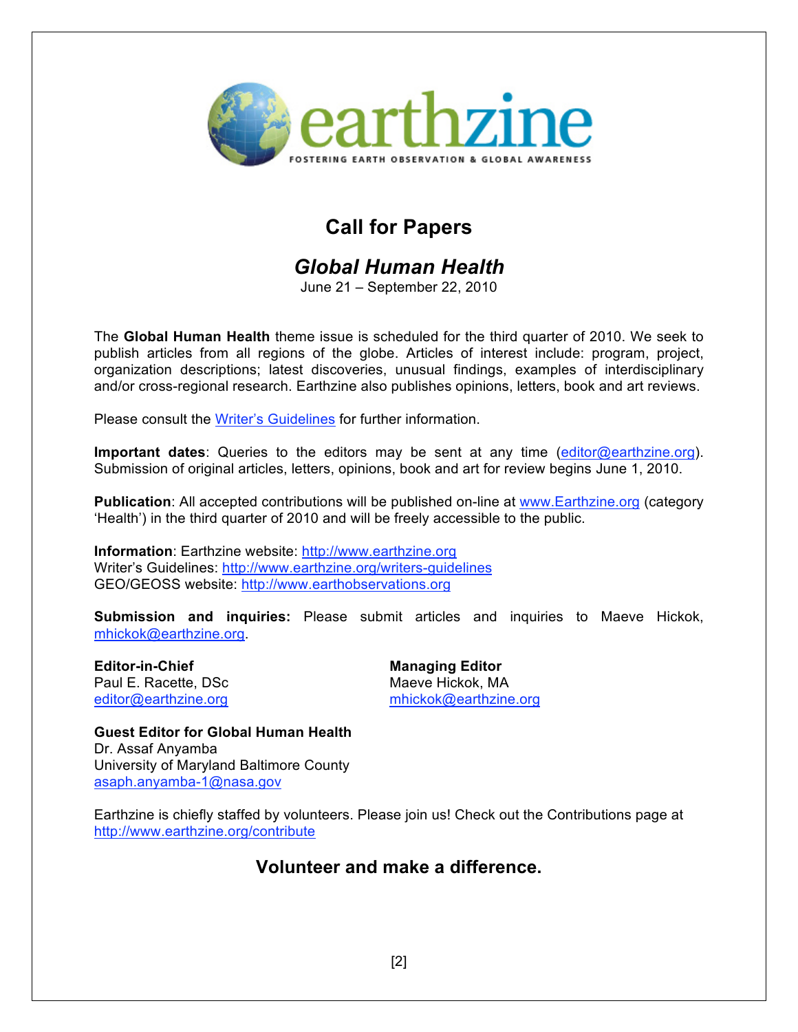earthzine

FOSTERING EARTH OBSERVATION & GLOBAL AWARENESS

# Call for Papers

## *Global Human Health*

June 21 – September 22, 2010

The **Global Human Health** theme issue is scheduled for the third quarter of 2010. We seek to publish articles from all regions of the globe. Articles of interest include: program, project, organization descriptions; latest discoveries, unusual findings, examples of interdisciplinary and/or cross-regional research. Earthzine also publishes opinions, letters, book and art reviews.

Please consult the Writer's Guidelines for further information.

**Important dates**: Queries to the editors may be sent at any time (editor@earthzine.org). Submission of original articles, letters, opinions, book and art for review begins June 1, 2010.

**Publication**: All accepted contributions will be published on-line at www.Earthzine.org (category 'Health') in the third quarter of 2010 and will be freely accessible to the public.

**Information**: Earthzine website: http://www.earthzine.org
Writer's Guidelines: http://www.earthzine.org/writers-guidelines
GEO/GEOSS website: http://www.earthobservations.org

**Submission and inquiries:** Please submit articles and inquiries to Maeve Hickok, mhickok@earthzine.org.

**Editor-in-Chief**
Paul E. Racette, DSc
editor@earthzine.org

**Managing Editor**
Maeve Hickok, MA
mhickok@earthzine.org

**Guest Editor for Global Human Health**
Dr. Assaf Anyamba
University of Maryland Baltimore County
asaph.anyamba-1@nasa.gov

Earthzine is chiefly staffed by volunteers. Please join us! Check out the Contributions page at http://www.earthzine.org/contribute

### Volunteer and make a difference.